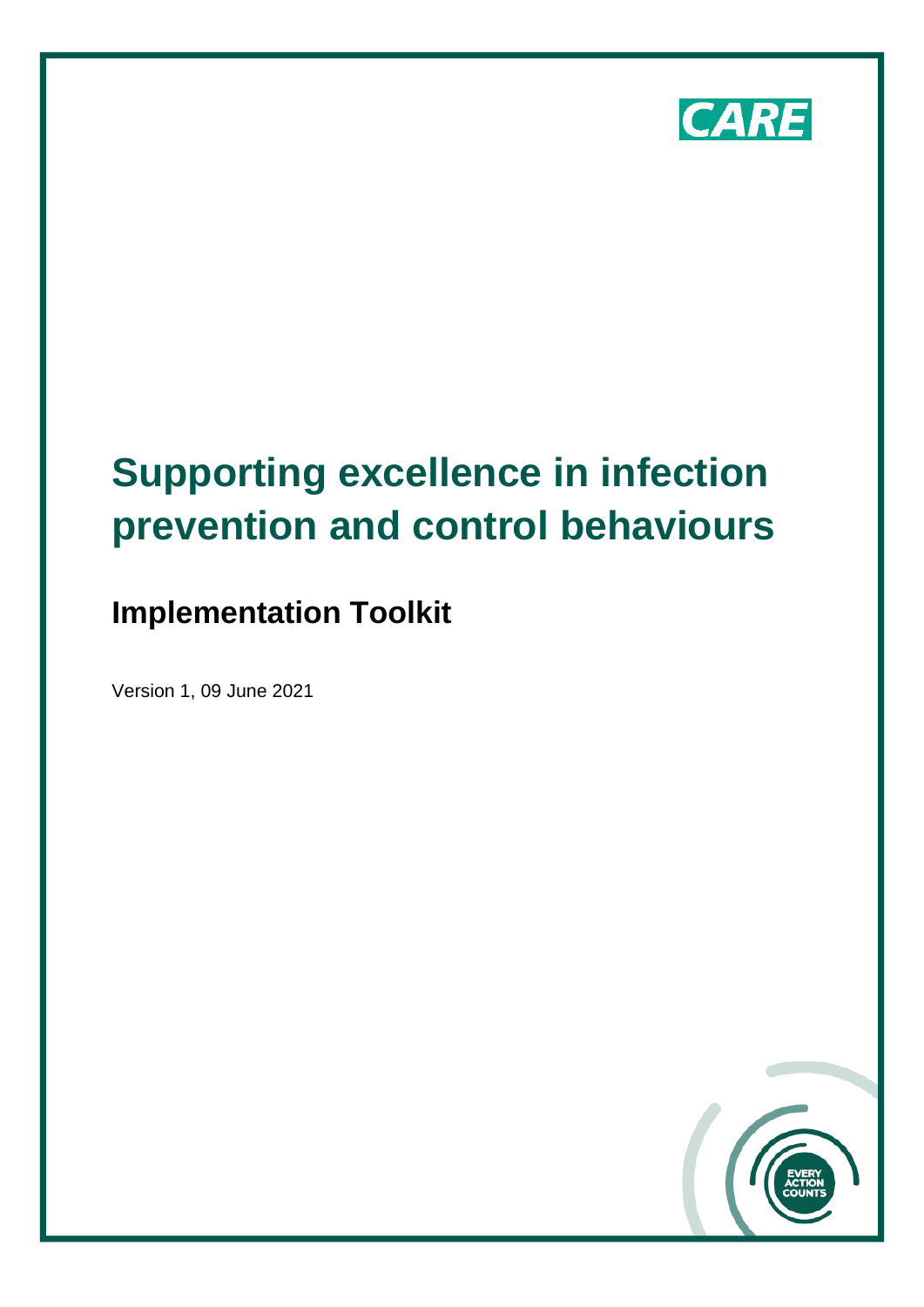CARE

# Supporting excellence in infection prevention and control behaviours

## Implementation Toolkit

Version 1, 09 June 2021

EVERY ACTION COUNTS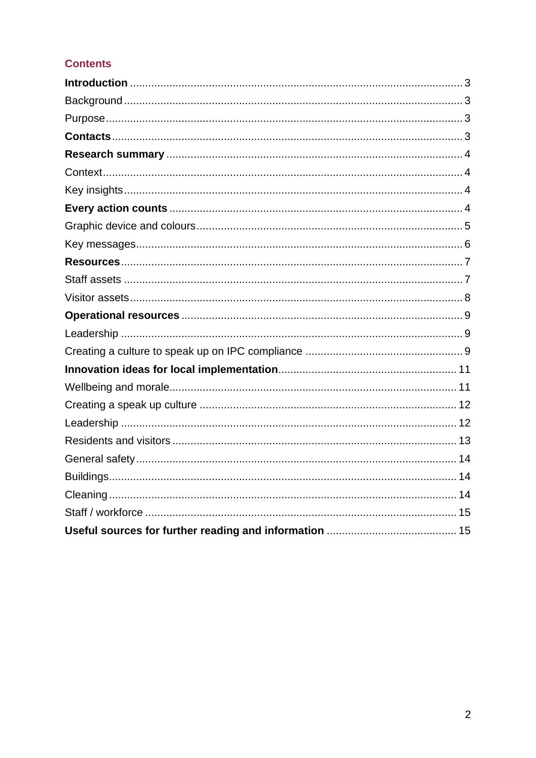## Contents

**Introduction** ... 3

Background ... 3

Purpose ... 3

**Contacts** ... 3

**Research summary** ... 4

Context ... 4

Key insights ... 4

**Every action counts** ... 4

Graphic device and colours ... 5

Key messages ... 6

**Resources** ... 7

Staff assets ... 7

Visitor assets ... 8

**Operational resources** ... 9

Leadership ... 9

Creating a culture to speak up on IPC compliance ... 9

**Innovation ideas for local implementation** ... 11

Wellbeing and morale ... 11

Creating a speak up culture ... 12

Leadership ... 12

Residents and visitors ... 13

General safety ... 14

Buildings ... 14

Cleaning ... 14

Staff / workforce ... 15

**Useful sources for further reading and information** ... 15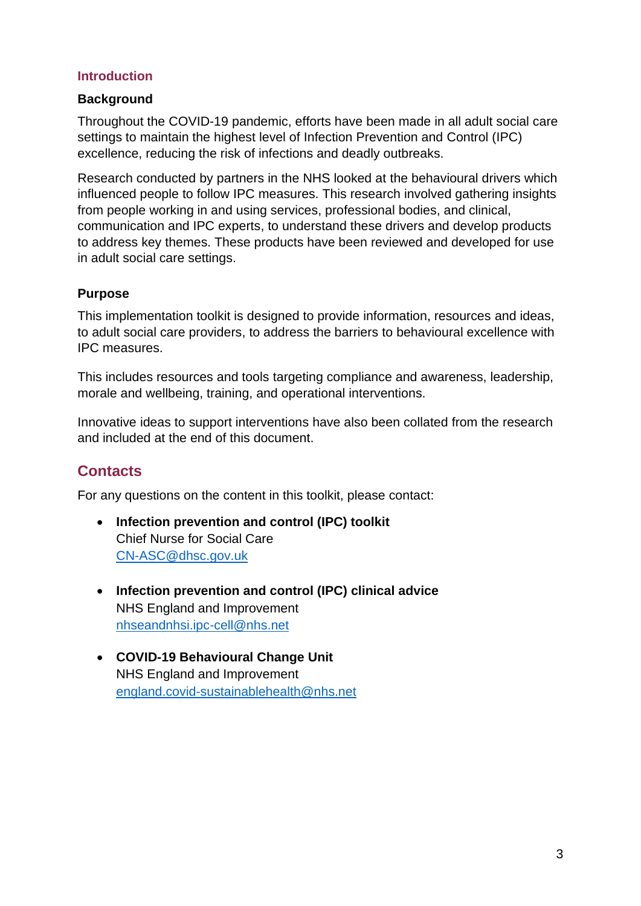## Introduction

### Background

Throughout the COVID-19 pandemic, efforts have been made in all adult social care settings to maintain the highest level of Infection Prevention and Control (IPC) excellence, reducing the risk of infections and deadly outbreaks.

Research conducted by partners in the NHS looked at the behavioural drivers which influenced people to follow IPC measures. This research involved gathering insights from people working in and using services, professional bodies, and clinical, communication and IPC experts, to understand these drivers and develop products to address key themes. These products have been reviewed and developed for use in adult social care settings.

### Purpose

This implementation toolkit is designed to provide information, resources and ideas, to adult social care providers, to address the barriers to behavioural excellence with IPC measures.

This includes resources and tools targeting compliance and awareness, leadership, morale and wellbeing, training, and operational interventions.

Innovative ideas to support interventions have also been collated from the research and included at the end of this document.

## Contacts

For any questions on the content in this toolkit, please contact:

- **Infection prevention and control (IPC) toolkit**
  Chief Nurse for Social Care
  CN-ASC@dhsc.gov.uk

- **Infection prevention and control (IPC) clinical advice**
  NHS England and Improvement
  nhseandnhsi.ipc-cell@nhs.net

- **COVID-19 Behavioural Change Unit**
  NHS England and Improvement
  england.covid-sustainablehealth@nhs.net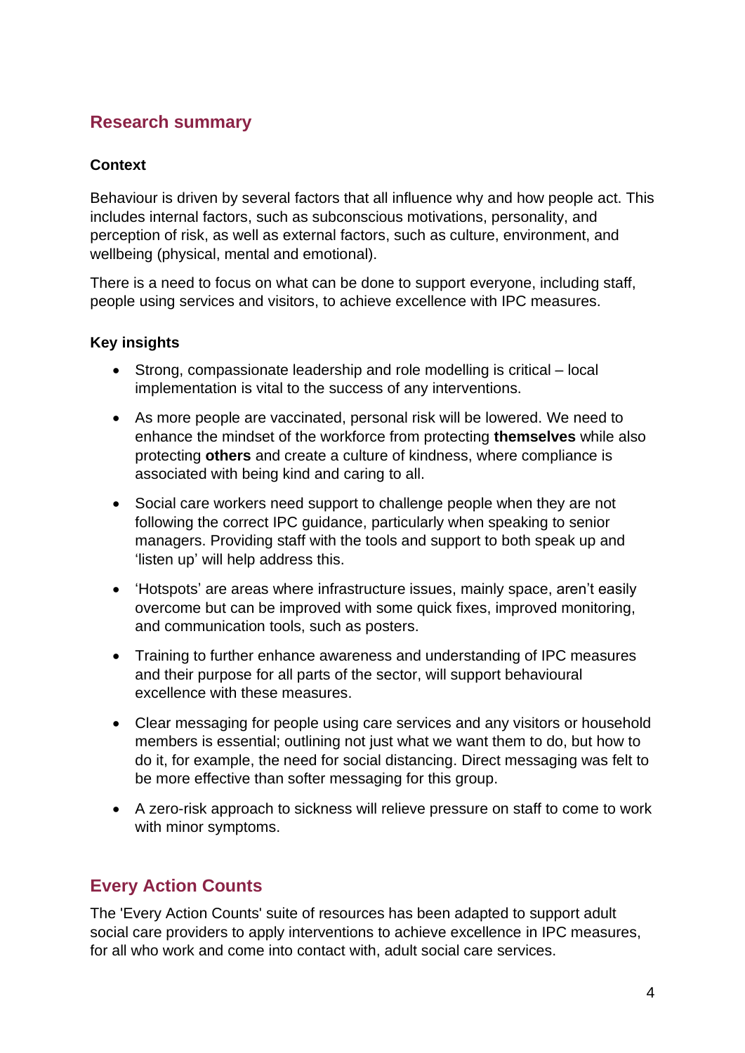## Research summary

### Context

Behaviour is driven by several factors that all influence why and how people act. This includes internal factors, such as subconscious motivations, personality, and perception of risk, as well as external factors, such as culture, environment, and wellbeing (physical, mental and emotional).

There is a need to focus on what can be done to support everyone, including staff, people using services and visitors, to achieve excellence with IPC measures.

### Key insights

- Strong, compassionate leadership and role modelling is critical – local implementation is vital to the success of any interventions.
- As more people are vaccinated, personal risk will be lowered. We need to enhance the mindset of the workforce from protecting **themselves** while also protecting **others** and create a culture of kindness, where compliance is associated with being kind and caring to all.
- Social care workers need support to challenge people when they are not following the correct IPC guidance, particularly when speaking to senior managers. Providing staff with the tools and support to both speak up and 'listen up' will help address this.
- 'Hotspots' are areas where infrastructure issues, mainly space, aren't easily overcome but can be improved with some quick fixes, improved monitoring, and communication tools, such as posters.
- Training to further enhance awareness and understanding of IPC measures and their purpose for all parts of the sector, will support behavioural excellence with these measures.
- Clear messaging for people using care services and any visitors or household members is essential; outlining not just what we want them to do, but how to do it, for example, the need for social distancing. Direct messaging was felt to be more effective than softer messaging for this group.
- A zero-risk approach to sickness will relieve pressure on staff to come to work with minor symptoms.

## Every Action Counts

The 'Every Action Counts' suite of resources has been adapted to support adult social care providers to apply interventions to achieve excellence in IPC measures, for all who work and come into contact with, adult social care services.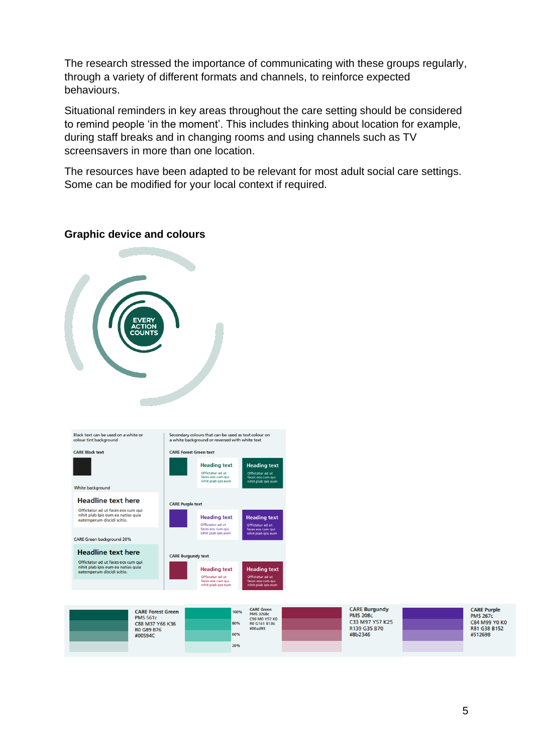The research stressed the importance of communicating with these groups regularly, through a variety of different formats and channels, to reinforce expected behaviours.

Situational reminders in key areas throughout the care setting should be considered to remind people 'in the moment'. This includes thinking about location for example, during staff breaks and in changing rooms and using channels such as TV screensavers in more than one location.

The resources have been adapted to be relevant for most adult social care settings. Some can be modified for your local context if required.

## Graphic device and colours

EVERY ACTION COUNTS

Black text can be used on a white or colour tint background

CARE Black text

White background

**Headline text here**

Offictatur ad ut faces eos cum qui nihit plab ipis eum ea natias quia eatemperum discidi scitio.

CARE Green background 20%

**Headline text here**

Offictatur ad ut faces eos cum qui nihit plab ipis eum ea natias quia eatemperum discidi scitio.

Secondary colours that can be used as text colour on a white background or reversed with white text

CARE Forest Green text

**Heading text** Offictatur ad ut faces eos cum qui nihit plab ipis eum

**Heading text** Offictatur ad ut faces eos cum qui nihit plab ipis eum

CARE Purple text

**Heading text** Offictatur ad ut faces eos cum qui nihit plab ipis eum

**Heading text** Offictatur ad ut faces eos cum qui nihit plab ipis eum

CARE Burgundy text

**Heading text** Offictatur ad ut faces eos cum qui nihit plab ipis eum

**Heading text** Offictatur ad ut faces eos cum qui nihit plab ipis eum

**CARE Forest Green**
PMS 561c
C88 M37 Y66 K36
R0 G89 B76
#00594C

100% 80% 60% 20%

**CARE Green**
PMS 3268c
C90 M0 Y57 K0
R0 G161 B136
#00ad93

**CARE Burgundy**
PMS 208c
C33 M97 Y57 K25
R139 G35 B70
#8b2346

**CARE Purple**
PMS 267c
C84 M99 Y0 K0
R81 G38 B152
#512698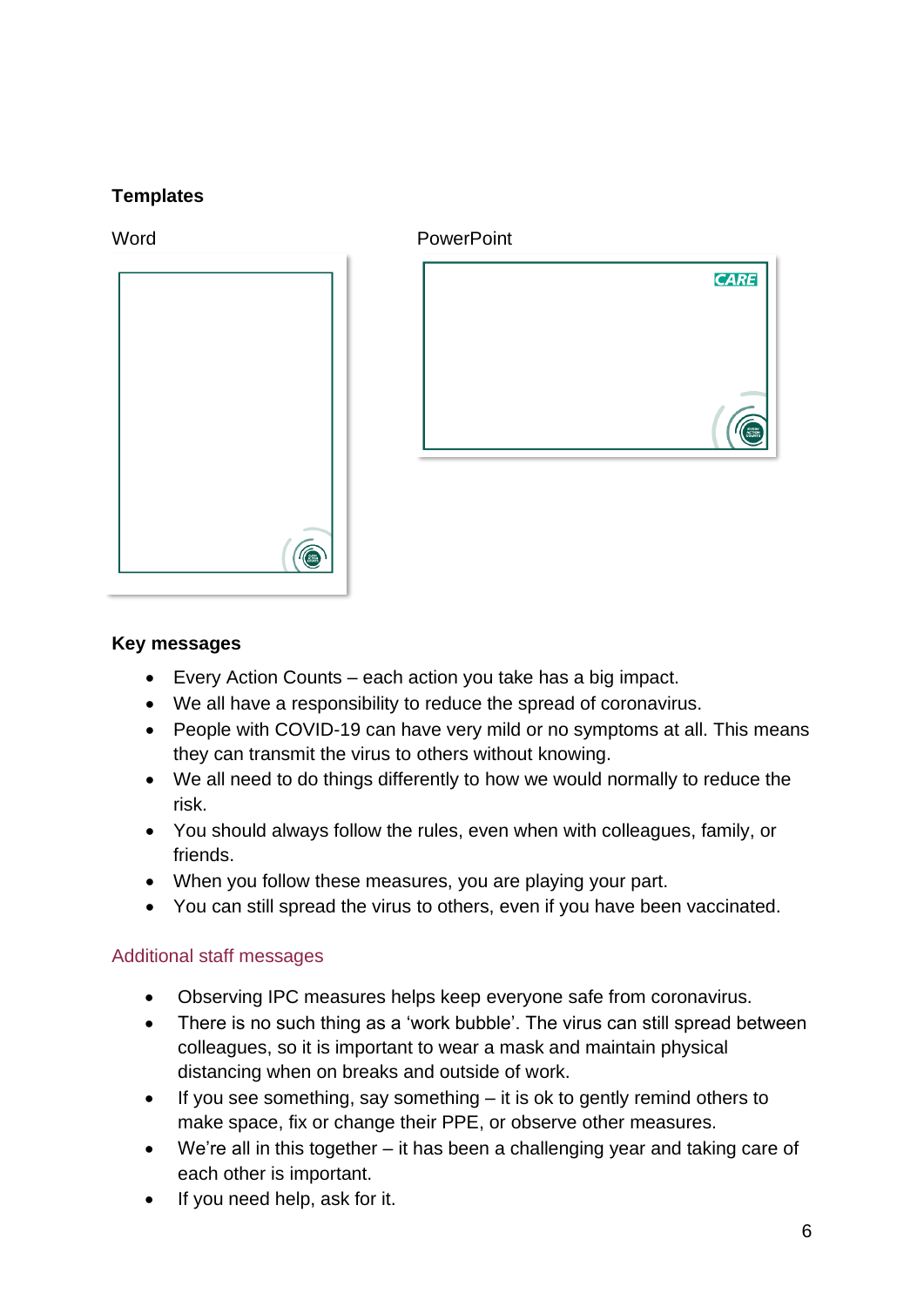**Templates**

Word

PowerPoint

**Key messages**

- Every Action Counts – each action you take has a big impact.
- We all have a responsibility to reduce the spread of coronavirus.
- People with COVID-19 can have very mild or no symptoms at all. This means they can transmit the virus to others without knowing.
- We all need to do things differently to how we would normally to reduce the risk.
- You should always follow the rules, even when with colleagues, family, or friends.
- When you follow these measures, you are playing your part.
- You can still spread the virus to others, even if you have been vaccinated.

Additional staff messages

- Observing IPC measures helps keep everyone safe from coronavirus.
- There is no such thing as a 'work bubble'. The virus can still spread between colleagues, so it is important to wear a mask and maintain physical distancing when on breaks and outside of work.
- If you see something, say something – it is ok to gently remind others to make space, fix or change their PPE, or observe other measures.
- We're all in this together – it has been a challenging year and taking care of each other is important.
- If you need help, ask for it.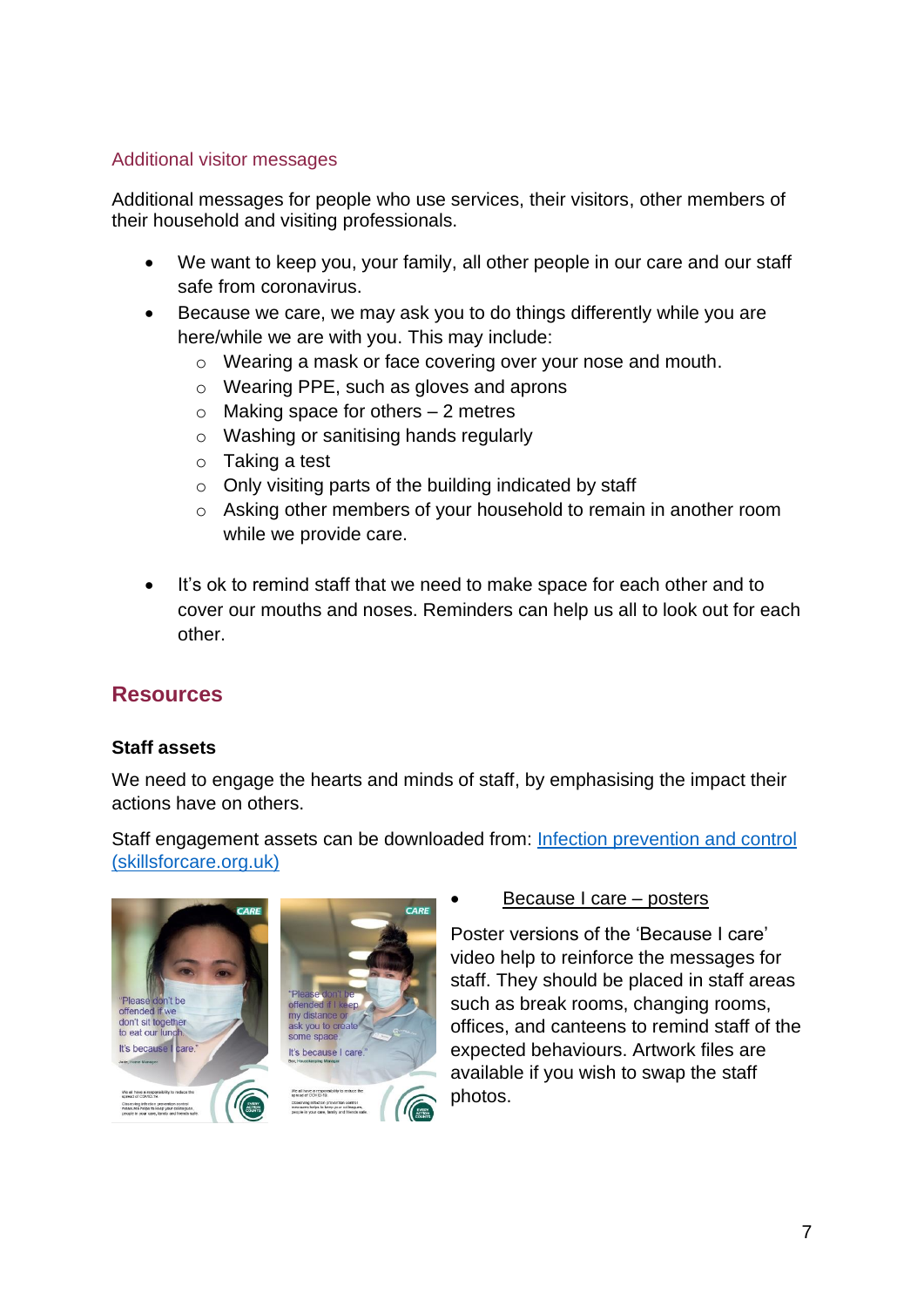### Additional visitor messages

Additional messages for people who use services, their visitors, other members of their household and visiting professionals.

- We want to keep you, your family, all other people in our care and our staff safe from coronavirus.
- Because we care, we may ask you to do things differently while you are here/while we are with you. This may include:
  - Wearing a mask or face covering over your nose and mouth.
  - Wearing PPE, such as gloves and aprons
  - Making space for others – 2 metres
  - Washing or sanitising hands regularly
  - Taking a test
  - Only visiting parts of the building indicated by staff
  - Asking other members of your household to remain in another room while we provide care.

- It's ok to remind staff that we need to make space for each other and to cover our mouths and noses. Reminders can help us all to look out for each other.

## Resources

**Staff assets**

We need to engage the hearts and minds of staff, by emphasising the impact their actions have on others.

Staff engagement assets can be downloaded from: [Infection prevention and control (skillsforcare.org.uk)]()

- Because I care – posters

Poster versions of the 'Because I care' video help to reinforce the messages for staff. They should be placed in staff areas such as break rooms, changing rooms, offices, and canteens to remind staff of the expected behaviours. Artwork files are available if you wish to swap the staff photos.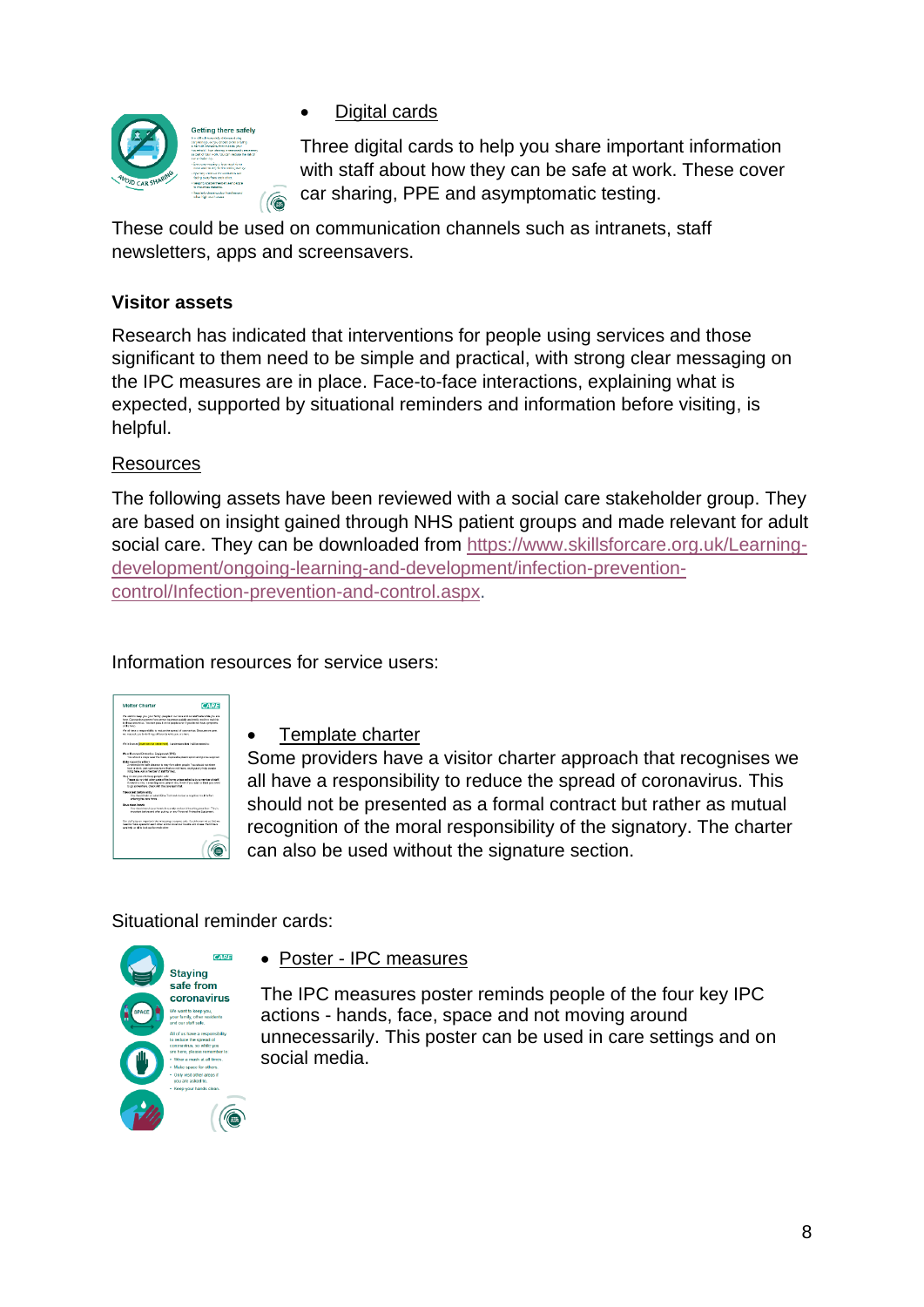- Digital cards

Three digital cards to help you share important information with staff about how they can be safe at work. These cover car sharing, PPE and asymptomatic testing.

These could be used on communication channels such as intranets, staff newsletters, apps and screensavers.

**Visitor assets**

Research has indicated that interventions for people using services and those significant to them need to be simple and practical, with strong clear messaging on the IPC measures are in place. Face-to-face interactions, explaining what is expected, supported by situational reminders and information before visiting, is helpful.

Resources

The following assets have been reviewed with a social care stakeholder group. They are based on insight gained through NHS patient groups and made relevant for adult social care. They can be downloaded from https://www.skillsforcare.org.uk/Learning-development/ongoing-learning-and-development/infection-prevention-control/Infection-prevention-and-control.aspx.

Information resources for service users:

- Template charter

Some providers have a visitor charter approach that recognises we all have a responsibility to reduce the spread of coronavirus. This should not be presented as a formal contract but rather as mutual recognition of the moral responsibility of the signatory. The charter can also be used without the signature section.

Situational reminder cards:

- Poster - IPC measures

The IPC measures poster reminds people of the four key IPC actions - hands, face, space and not moving around unnecessarily. This poster can be used in care settings and on social media.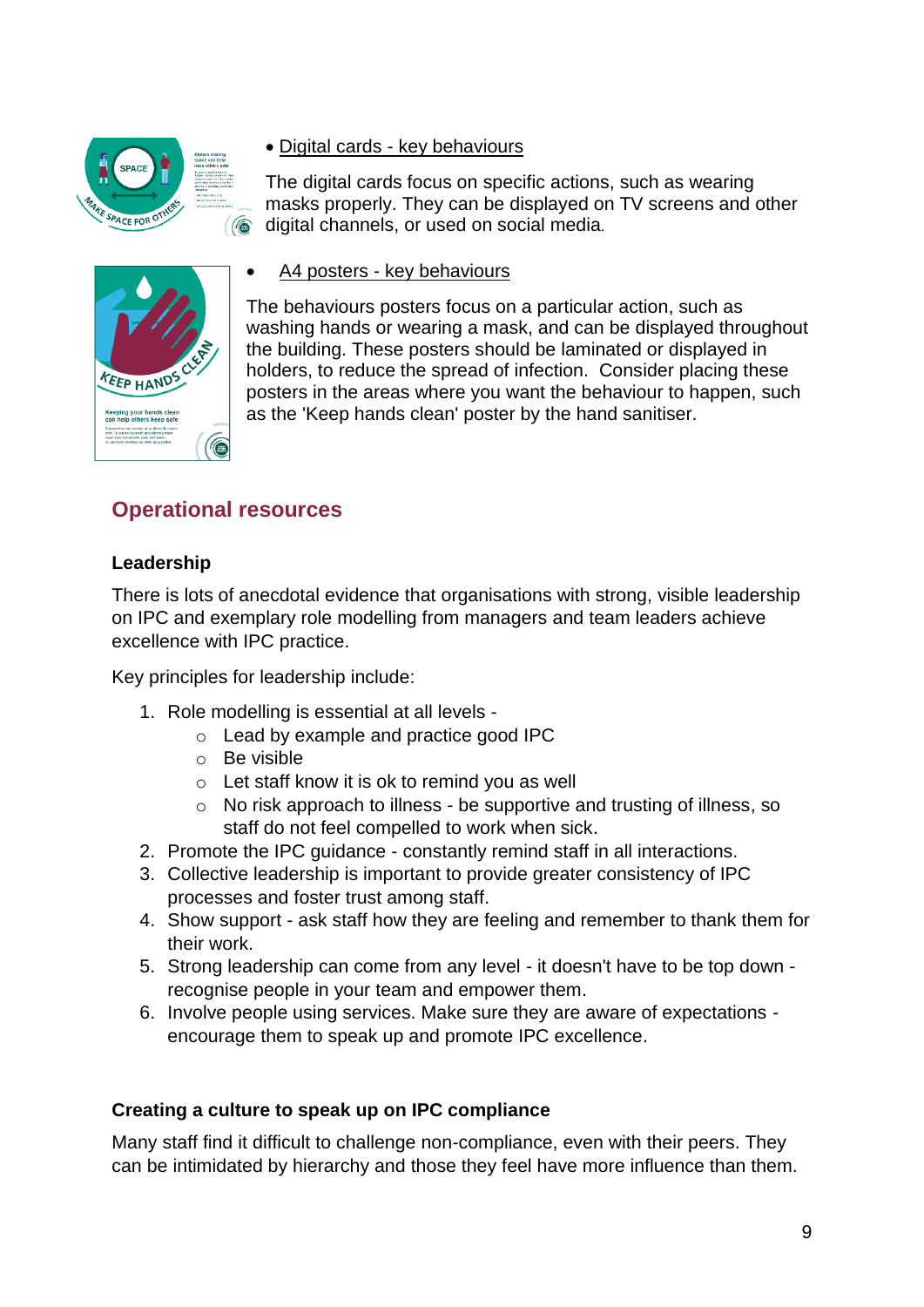- Digital cards - key behaviours

The digital cards focus on specific actions, such as wearing masks properly. They can be displayed on TV screens and other digital channels, or used on social media.

- A4 posters - key behaviours

The behaviours posters focus on a particular action, such as washing hands or wearing a mask, and can be displayed throughout the building. These posters should be laminated or displayed in holders, to reduce the spread of infection. Consider placing these posters in the areas where you want the behaviour to happen, such as the 'Keep hands clean' poster by the hand sanitiser.

## Operational resources

### Leadership

There is lots of anecdotal evidence that organisations with strong, visible leadership on IPC and exemplary role modelling from managers and team leaders achieve excellence with IPC practice.

Key principles for leadership include:

1. Role modelling is essential at all levels -
    - Lead by example and practice good IPC
    - Be visible
    - Let staff know it is ok to remind you as well
    - No risk approach to illness - be supportive and trusting of illness, so staff do not feel compelled to work when sick.
2. Promote the IPC guidance - constantly remind staff in all interactions.
3. Collective leadership is important to provide greater consistency of IPC processes and foster trust among staff.
4. Show support - ask staff how they are feeling and remember to thank them for their work.
5. Strong leadership can come from any level - it doesn't have to be top down - recognise people in your team and empower them.
6. Involve people using services. Make sure they are aware of expectations - encourage them to speak up and promote IPC excellence.

### Creating a culture to speak up on IPC compliance

Many staff find it difficult to challenge non-compliance, even with their peers. They can be intimidated by hierarchy and those they feel have more influence than them.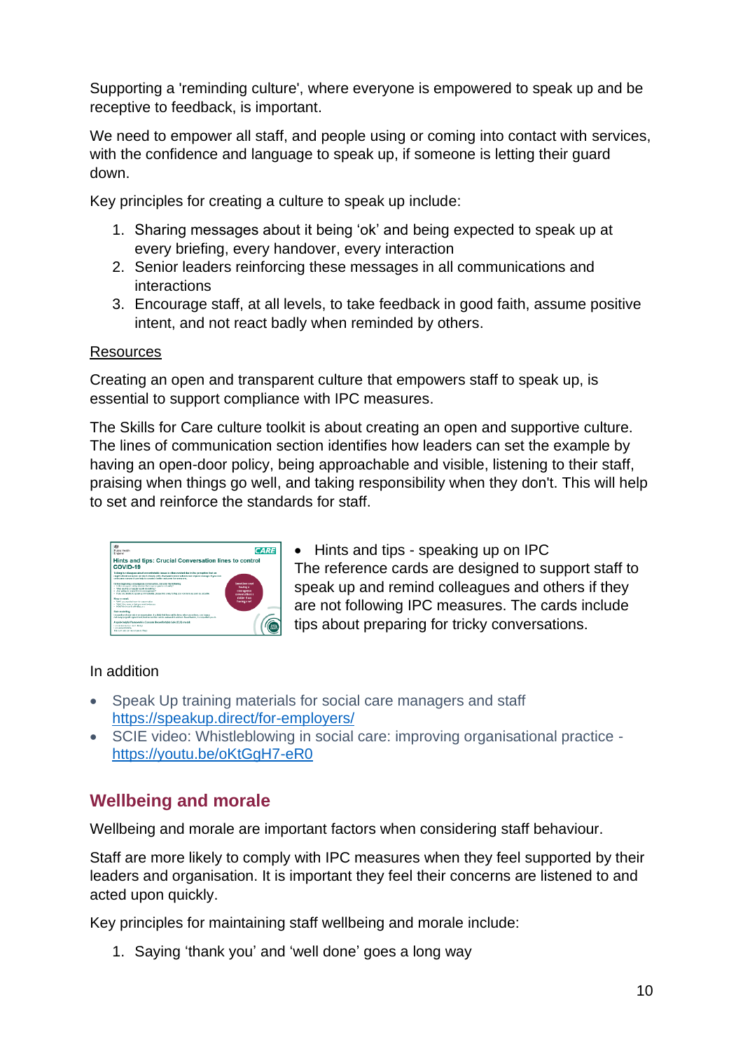Supporting a 'reminding culture', where everyone is empowered to speak up and be receptive to feedback, is important.

We need to empower all staff, and people using or coming into contact with services, with the confidence and language to speak up, if someone is letting their guard down.

Key principles for creating a culture to speak up include:

1. Sharing messages about it being 'ok' and being expected to speak up at every briefing, every handover, every interaction
2. Senior leaders reinforcing these messages in all communications and interactions
3. Encourage staff, at all levels, to take feedback in good faith, assume positive intent, and not react badly when reminded by others.

<u>Resources</u>

Creating an open and transparent culture that empowers staff to speak up, is essential to support compliance with IPC measures.

The Skills for Care culture toolkit is about creating an open and supportive culture. The lines of communication section identifies how leaders can set the example by having an open-door policy, being approachable and visible, listening to their staff, praising when things go well, and taking responsibility when they don't. This will help to set and reinforce the standards for staff.

- Hints and tips - speaking up on IPC

The reference cards are designed to support staff to speak up and remind colleagues and others if they are not following IPC measures. The cards include tips about preparing for tricky conversations.

In addition

- Speak Up training materials for social care managers and staff https://speakup.direct/for-employers/
- SCIE video: Whistleblowing in social care: improving organisational practice - https://youtu.be/oKtGgH7-eR0

## Wellbeing and morale

Wellbeing and morale are important factors when considering staff behaviour.

Staff are more likely to comply with IPC measures when they feel supported by their leaders and organisation. It is important they feel their concerns are listened to and acted upon quickly.

Key principles for maintaining staff wellbeing and morale include:

1. Saying 'thank you' and 'well done' goes a long way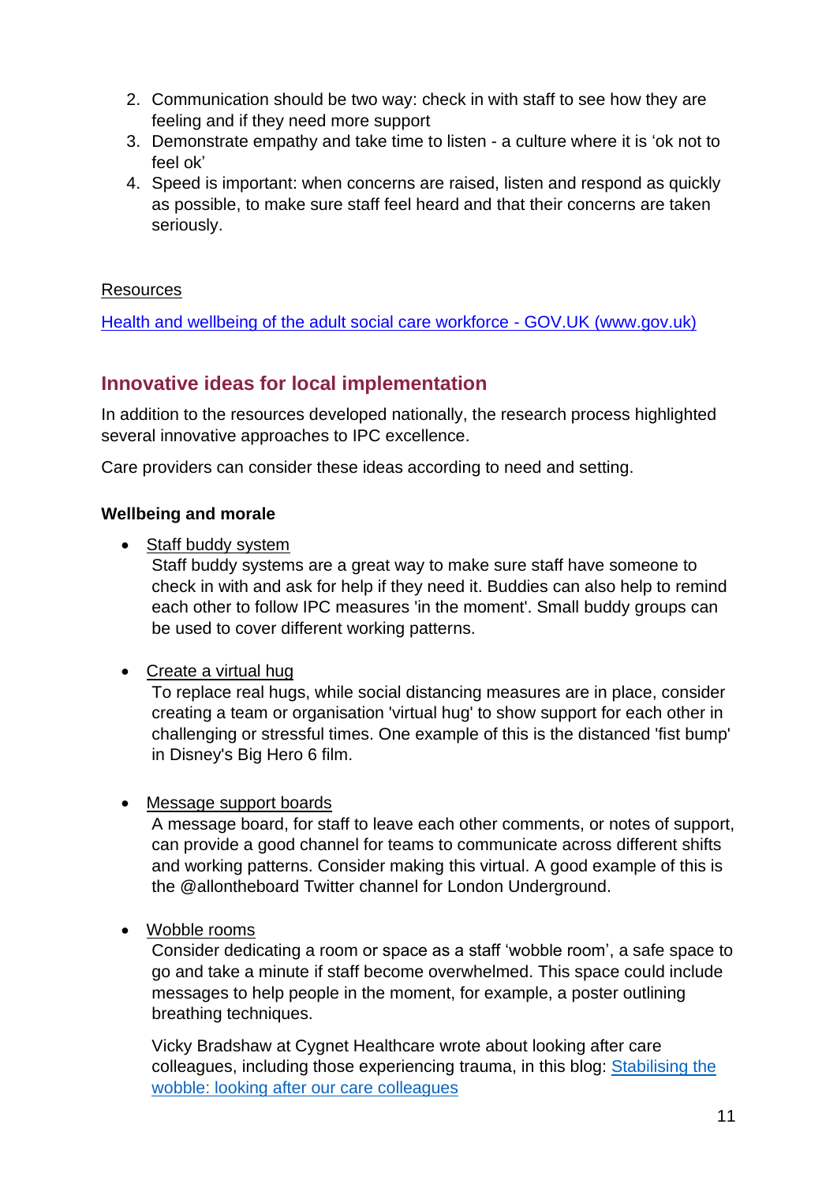2. Communication should be two way: check in with staff to see how they are feeling and if they need more support
3. Demonstrate empathy and take time to listen - a culture where it is 'ok not to feel ok'
4. Speed is important: when concerns are raised, listen and respond as quickly as possible, to make sure staff feel heard and that their concerns are taken seriously.

Resources

[Health and wellbeing of the adult social care workforce - GOV.UK (www.gov.uk)](https://www.gov.uk)

## Innovative ideas for local implementation

In addition to the resources developed nationally, the research process highlighted several innovative approaches to IPC excellence.

Care providers can consider these ideas according to need and setting.

### Wellbeing and morale

- Staff buddy system
  Staff buddy systems are a great way to make sure staff have someone to check in with and ask for help if they need it. Buddies can also help to remind each other to follow IPC measures 'in the moment'. Small buddy groups can be used to cover different working patterns.

- Create a virtual hug
  To replace real hugs, while social distancing measures are in place, consider creating a team or organisation 'virtual hug' to show support for each other in challenging or stressful times. One example of this is the distanced 'fist bump' in Disney's Big Hero 6 film.

- Message support boards
  A message board, for staff to leave each other comments, or notes of support, can provide a good channel for teams to communicate across different shifts and working patterns. Consider making this virtual. A good example of this is the @allontheboard Twitter channel for London Underground.

- Wobble rooms
  Consider dedicating a room or space as a staff 'wobble room', a safe space to go and take a minute if staff become overwhelmed. This space could include messages to help people in the moment, for example, a poster outlining breathing techniques.

  Vicky Bradshaw at Cygnet Healthcare wrote about looking after care colleagues, including those experiencing trauma, in this blog: Stabilising the wobble: looking after our care colleagues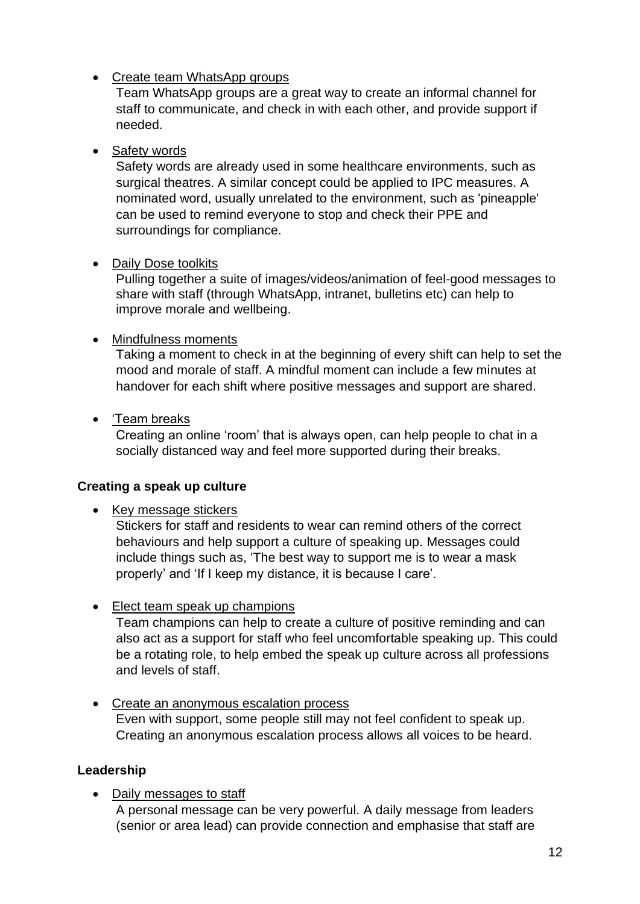- Create team WhatsApp groups
  Team WhatsApp groups are a great way to create an informal channel for staff to communicate, and check in with each other, and provide support if needed.

- Safety words
  Safety words are already used in some healthcare environments, such as surgical theatres. A similar concept could be applied to IPC measures. A nominated word, usually unrelated to the environment, such as 'pineapple' can be used to remind everyone to stop and check their PPE and surroundings for compliance.

- Daily Dose toolkits
  Pulling together a suite of images/videos/animation of feel-good messages to share with staff (through WhatsApp, intranet, bulletins etc) can help to improve morale and wellbeing.

- Mindfulness moments
  Taking a moment to check in at the beginning of every shift can help to set the mood and morale of staff. A mindful moment can include a few minutes at handover for each shift where positive messages and support are shared.

- 'Team breaks
  Creating an online 'room' that is always open, can help people to chat in a socially distanced way and feel more supported during their breaks.

**Creating a speak up culture**

- Key message stickers
  Stickers for staff and residents to wear can remind others of the correct behaviours and help support a culture of speaking up. Messages could include things such as, 'The best way to support me is to wear a mask properly' and 'If I keep my distance, it is because I care'.

- Elect team speak up champions
  Team champions can help to create a culture of positive reminding and can also act as a support for staff who feel uncomfortable speaking up. This could be a rotating role, to help embed the speak up culture across all professions and levels of staff.

- Create an anonymous escalation process
  Even with support, some people still may not feel confident to speak up. Creating an anonymous escalation process allows all voices to be heard.

**Leadership**

- Daily messages to staff
  A personal message can be very powerful. A daily message from leaders (senior or area lead) can provide connection and emphasise that staff are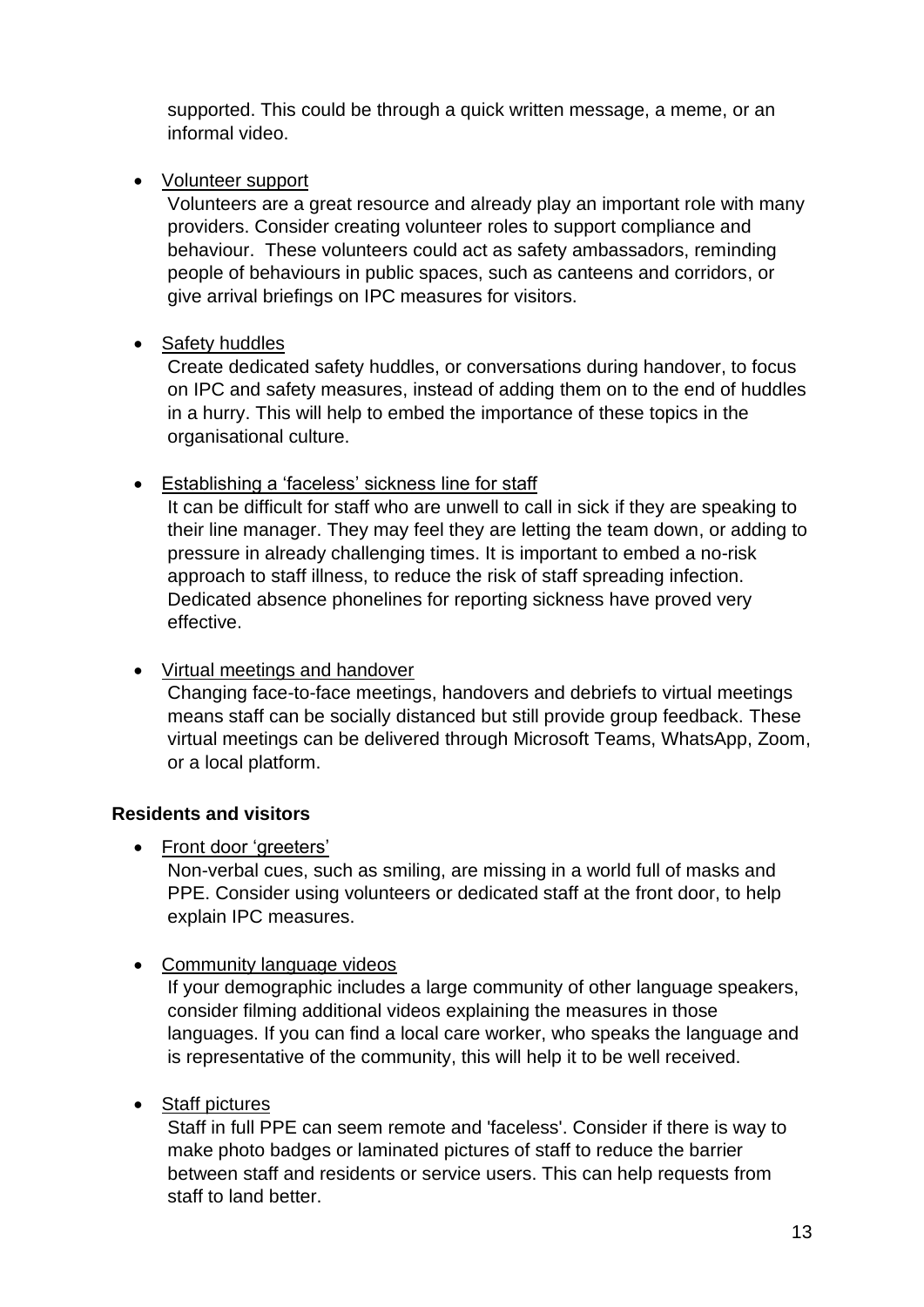supported. This could be through a quick written message, a meme, or an informal video.

- Volunteer support
  Volunteers are a great resource and already play an important role with many providers. Consider creating volunteer roles to support compliance and behaviour. These volunteers could act as safety ambassadors, reminding people of behaviours in public spaces, such as canteens and corridors, or give arrival briefings on IPC measures for visitors.

- Safety huddles
  Create dedicated safety huddles, or conversations during handover, to focus on IPC and safety measures, instead of adding them on to the end of huddles in a hurry. This will help to embed the importance of these topics in the organisational culture.

- Establishing a 'faceless' sickness line for staff
  It can be difficult for staff who are unwell to call in sick if they are speaking to their line manager. They may feel they are letting the team down, or adding to pressure in already challenging times. It is important to embed a no-risk approach to staff illness, to reduce the risk of staff spreading infection. Dedicated absence phonelines for reporting sickness have proved very effective.

- Virtual meetings and handover
  Changing face-to-face meetings, handovers and debriefs to virtual meetings means staff can be socially distanced but still provide group feedback. These virtual meetings can be delivered through Microsoft Teams, WhatsApp, Zoom, or a local platform.

**Residents and visitors**

- Front door 'greeters'
  Non-verbal cues, such as smiling, are missing in a world full of masks and PPE. Consider using volunteers or dedicated staff at the front door, to help explain IPC measures.

- Community language videos
  If your demographic includes a large community of other language speakers, consider filming additional videos explaining the measures in those languages. If you can find a local care worker, who speaks the language and is representative of the community, this will help it to be well received.

- Staff pictures
  Staff in full PPE can seem remote and 'faceless'. Consider if there is way to make photo badges or laminated pictures of staff to reduce the barrier between staff and residents or service users. This can help requests from staff to land better.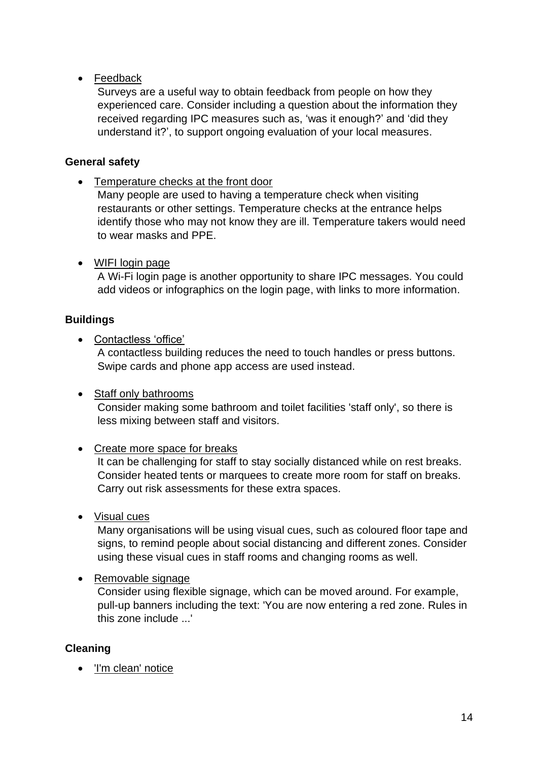- Feedback

  Surveys are a useful way to obtain feedback from people on how they experienced care. Consider including a question about the information they received regarding IPC measures such as, 'was it enough?' and 'did they understand it?', to support ongoing evaluation of your local measures.

**General safety**

- Temperature checks at the front door

  Many people are used to having a temperature check when visiting restaurants or other settings. Temperature checks at the entrance helps identify those who may not know they are ill. Temperature takers would need to wear masks and PPE.

- WIFI login page

  A Wi-Fi login page is another opportunity to share IPC messages. You could add videos or infographics on the login page, with links to more information.

**Buildings**

- Contactless 'office'

  A contactless building reduces the need to touch handles or press buttons. Swipe cards and phone app access are used instead.

- Staff only bathrooms

  Consider making some bathroom and toilet facilities 'staff only', so there is less mixing between staff and visitors.

- Create more space for breaks

  It can be challenging for staff to stay socially distanced while on rest breaks. Consider heated tents or marquees to create more room for staff on breaks. Carry out risk assessments for these extra spaces.

- Visual cues

  Many organisations will be using visual cues, such as coloured floor tape and signs, to remind people about social distancing and different zones. Consider using these visual cues in staff rooms and changing rooms as well.

- Removable signage

  Consider using flexible signage, which can be moved around. For example, pull-up banners including the text: 'You are now entering a red zone. Rules in this zone include ...'

**Cleaning**

- 'I'm clean' notice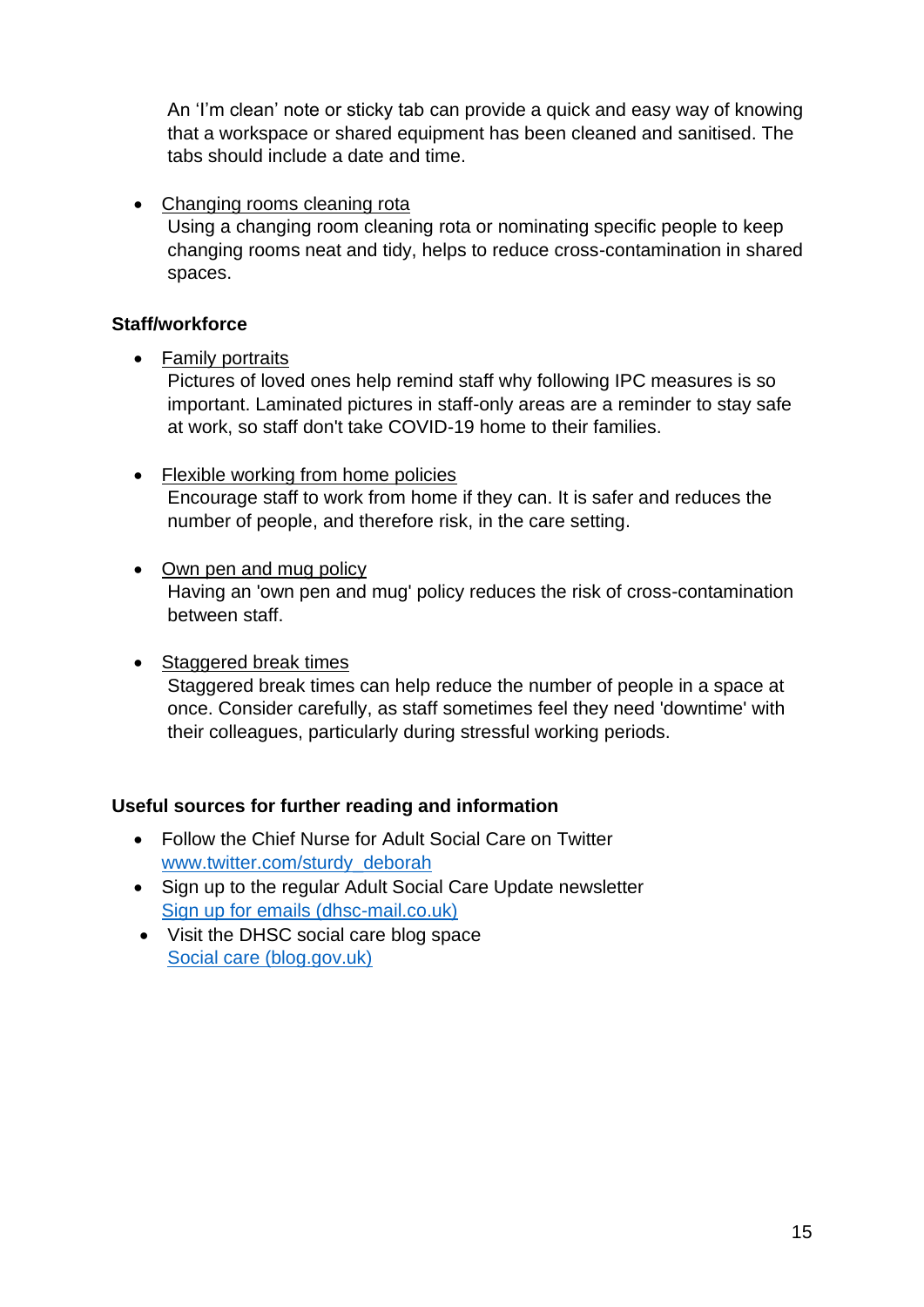An 'I'm clean' note or sticky tab can provide a quick and easy way of knowing that a workspace or shared equipment has been cleaned and sanitised. The tabs should include a date and time.

- Changing rooms cleaning rota
  Using a changing room cleaning rota or nominating specific people to keep changing rooms neat and tidy, helps to reduce cross-contamination in shared spaces.

**Staff/workforce**

- Family portraits
  Pictures of loved ones help remind staff why following IPC measures is so important. Laminated pictures in staff-only areas are a reminder to stay safe at work, so staff don't take COVID-19 home to their families.

- Flexible working from home policies
  Encourage staff to work from home if they can. It is safer and reduces the number of people, and therefore risk, in the care setting.

- Own pen and mug policy
  Having an 'own pen and mug' policy reduces the risk of cross-contamination between staff.

- Staggered break times
  Staggered break times can help reduce the number of people in a space at once. Consider carefully, as staff sometimes feel they need 'downtime' with their colleagues, particularly during stressful working periods.

**Useful sources for further reading and information**

- Follow the Chief Nurse for Adult Social Care on Twitter [www.twitter.com/sturdy_deborah](www.twitter.com/sturdy_deborah)
- Sign up to the regular Adult Social Care Update newsletter [Sign up for emails (dhsc-mail.co.uk)]()
- Visit the DHSC social care blog space [Social care (blog.gov.uk)]()